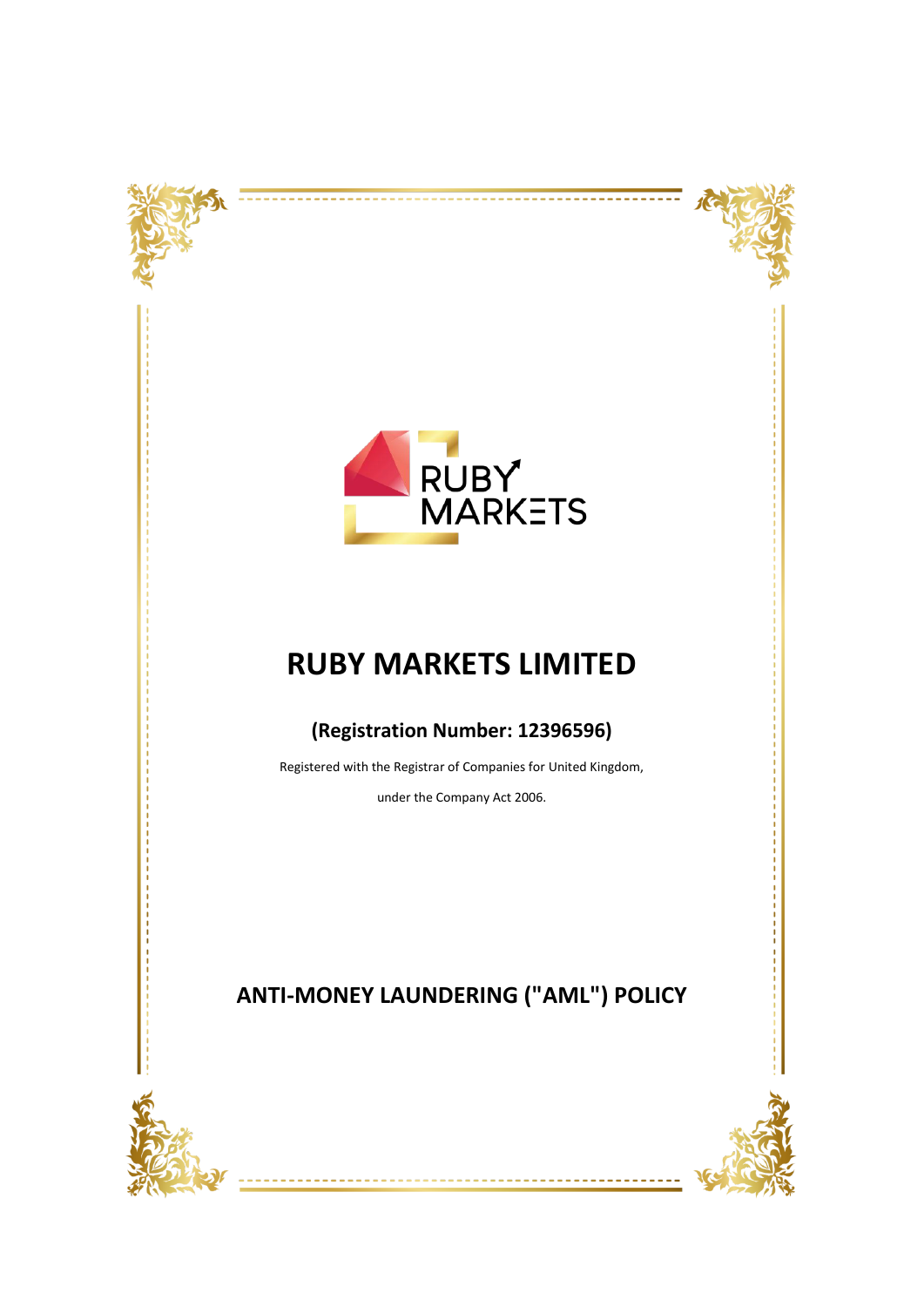# RUBY MARKETS LIMITED

## (Registration Number: 12396596)

Registered with the Registrar of Companies for United Kingdom,

under the Company Act 2006.

## ANTI-MONEY LAUNDERING ("AML") POLICY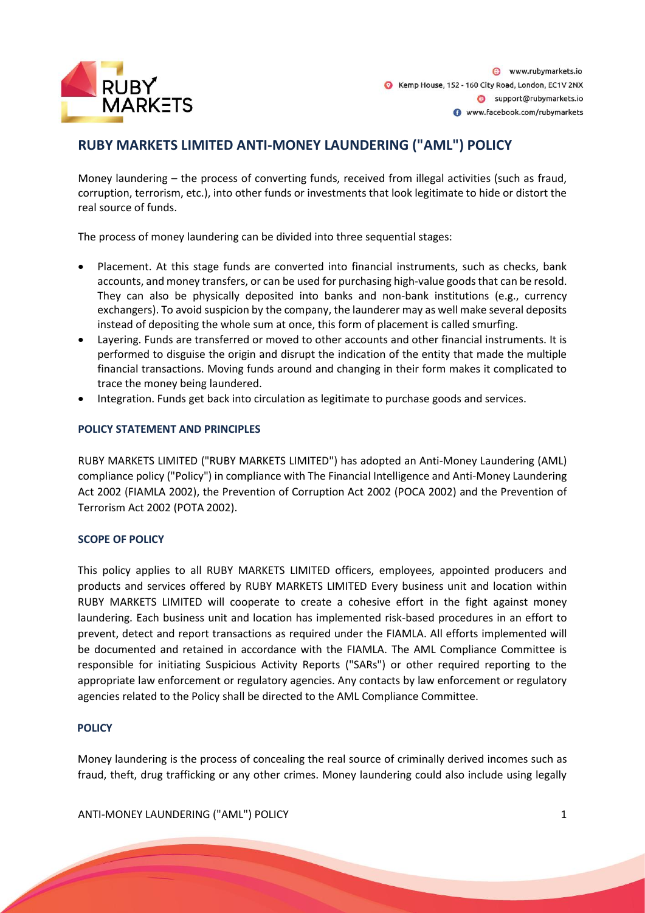## RUBY MARKETS LIMITED ANTI-MONEY LAUNDERING ("AML") POLICY

Money laundering – the process of converting funds, received from illegal activities (such as fraud, corruption, terrorism, etc.), into other funds or investments that look legitimate to hide or distort the real source of funds.

The process of money laundering can be divided into three sequential stages:

- Placement. At this stage funds are converted into financial instruments, such as checks, bank accounts, and money transfers, or can be used for purchasing high-value goods that can be resold. They can also be physically deposited into banks and non-bank institutions (e.g., currency exchangers). To avoid suspicion by the company, the launderer may as well make several deposits instead of depositing the whole sum at once, this form of placement is called smurfing.
- Layering. Funds are transferred or moved to other accounts and other financial instruments. It is performed to disguise the origin and disrupt the indication of the entity that made the multiple financial transactions. Moving funds around and changing in their form makes it complicated to trace the money being laundered.
- Integration. Funds get back into circulation as legitimate to purchase goods and services.

### POLICY STATEMENT AND PRINCIPLES

RUBY MARKETS LIMITED ("RUBY MARKETS LIMITED") has adopted an Anti-Money Laundering (AML) compliance policy ("Policy") in compliance with The Financial Intelligence and Anti-Money Laundering Act 2002 (FIAMLA 2002), the Prevention of Corruption Act 2002 (POCA 2002) and the Prevention of Terrorism Act 2002 (POTA 2002).

### SCOPE OF POLICY

This policy applies to all RUBY MARKETS LIMITED officers, employees, appointed producers and products and services offered by RUBY MARKETS LIMITED Every business unit and location within RUBY MARKETS LIMITED will cooperate to create a cohesive effort in the fight against money laundering. Each business unit and location has implemented risk-based procedures in an effort to prevent, detect and report transactions as required under the FIAMLA. All efforts implemented will be documented and retained in accordance with the FIAMLA. The AML Compliance Committee is responsible for initiating Suspicious Activity Reports ("SARs") or other required reporting to the appropriate law enforcement or regulatory agencies. Any contacts by law enforcement or regulatory agencies related to the Policy shall be directed to the AML Compliance Committee.

### POLICY

Money laundering is the process of concealing the real source of criminally derived incomes such as fraud, theft, drug trafficking or any other crimes. Money laundering could also include using legally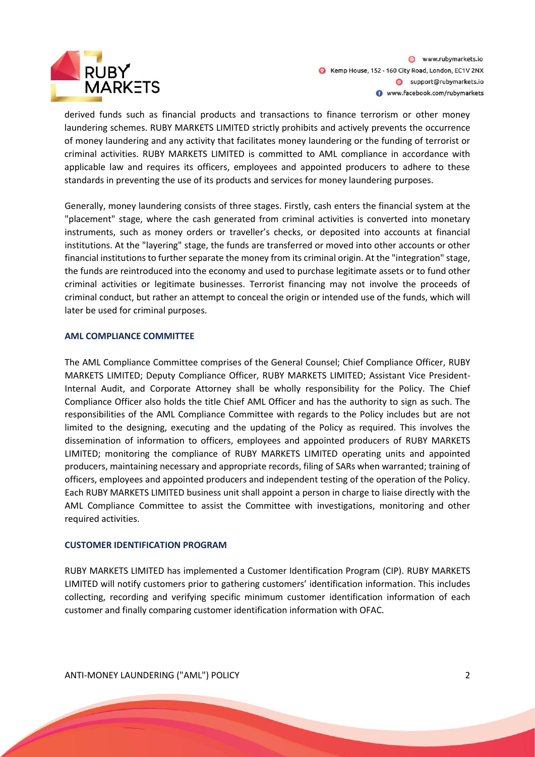derived funds such as financial products and transactions to finance terrorism or other money laundering schemes. RUBY MARKETS LIMITED strictly prohibits and actively prevents the occurrence of money laundering and any activity that facilitates money laundering or the funding of terrorist or criminal activities. RUBY MARKETS LIMITED is committed to AML compliance in accordance with applicable law and requires its officers, employees and appointed producers to adhere to these standards in preventing the use of its products and services for money laundering purposes.

Generally, money laundering consists of three stages. Firstly, cash enters the financial system at the "placement" stage, where the cash generated from criminal activities is converted into monetary instruments, such as money orders or traveller's checks, or deposited into accounts at financial institutions. At the "layering" stage, the funds are transferred or moved into other accounts or other financial institutions to further separate the money from its criminal origin. At the "integration" stage, the funds are reintroduced into the economy and used to purchase legitimate assets or to fund other criminal activities or legitimate businesses. Terrorist financing may not involve the proceeds of criminal conduct, but rather an attempt to conceal the origin or intended use of the funds, which will later be used for criminal purposes.

## AML COMPLIANCE COMMITTEE

The AML Compliance Committee comprises of the General Counsel; Chief Compliance Officer, RUBY MARKETS LIMITED; Deputy Compliance Officer, RUBY MARKETS LIMITED; Assistant Vice President-Internal Audit, and Corporate Attorney shall be wholly responsibility for the Policy. The Chief Compliance Officer also holds the title Chief AML Officer and has the authority to sign as such. The responsibilities of the AML Compliance Committee with regards to the Policy includes but are not limited to the designing, executing and the updating of the Policy as required. This involves the dissemination of information to officers, employees and appointed producers of RUBY MARKETS LIMITED; monitoring the compliance of RUBY MARKETS LIMITED operating units and appointed producers, maintaining necessary and appropriate records, filing of SARs when warranted; training of officers, employees and appointed producers and independent testing of the operation of the Policy. Each RUBY MARKETS LIMITED business unit shall appoint a person in charge to liaise directly with the AML Compliance Committee to assist the Committee with investigations, monitoring and other required activities.

## CUSTOMER IDENTIFICATION PROGRAM

RUBY MARKETS LIMITED has implemented a Customer Identification Program (CIP). RUBY MARKETS LIMITED will notify customers prior to gathering customers' identification information. This includes collecting, recording and verifying specific minimum customer identification information of each customer and finally comparing customer identification information with OFAC.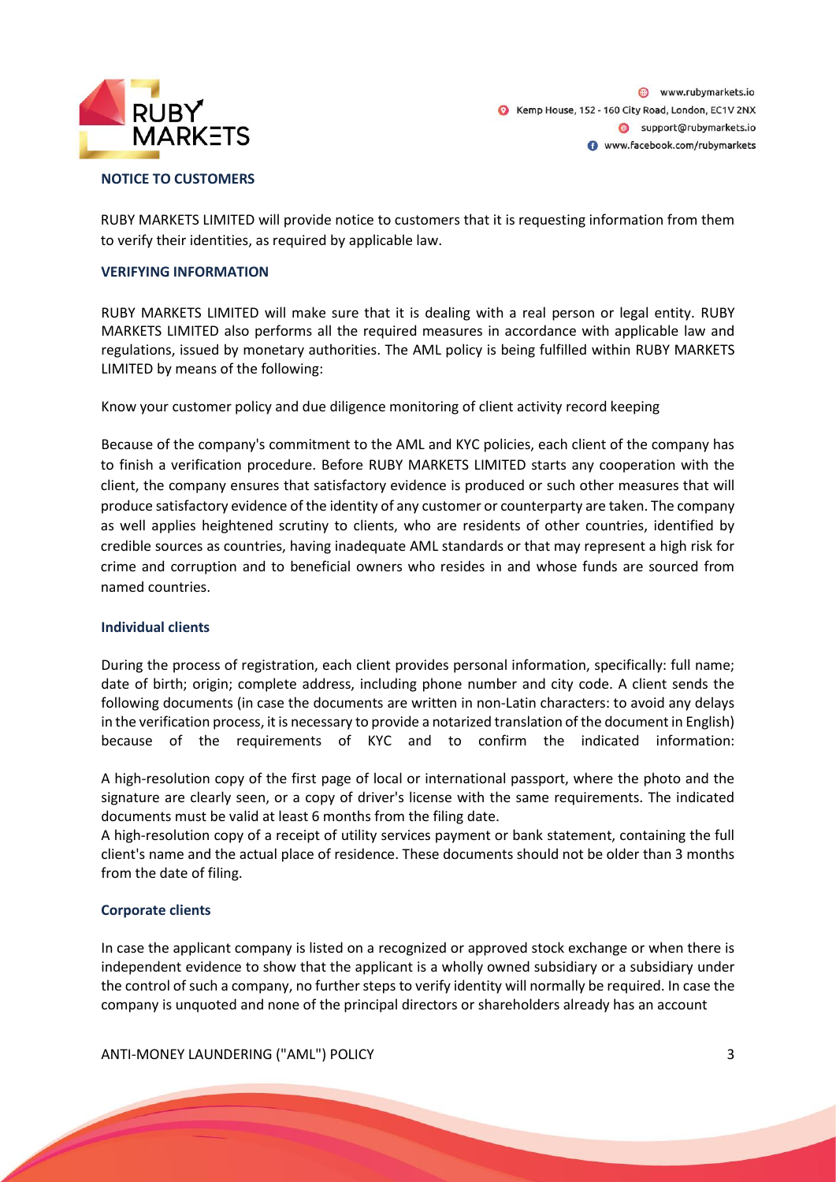## NOTICE TO CUSTOMERS

RUBY MARKETS LIMITED will provide notice to customers that it is requesting information from them to verify their identities, as required by applicable law.

## VERIFYING INFORMATION

RUBY MARKETS LIMITED will make sure that it is dealing with a real person or legal entity. RUBY MARKETS LIMITED also performs all the required measures in accordance with applicable law and regulations, issued by monetary authorities. The AML policy is being fulfilled within RUBY MARKETS LIMITED by means of the following:

Know your customer policy and due diligence monitoring of client activity record keeping

Because of the company's commitment to the AML and KYC policies, each client of the company has to finish a verification procedure. Before RUBY MARKETS LIMITED starts any cooperation with the client, the company ensures that satisfactory evidence is produced or such other measures that will produce satisfactory evidence of the identity of any customer or counterparty are taken. The company as well applies heightened scrutiny to clients, who are residents of other countries, identified by credible sources as countries, having inadequate AML standards or that may represent a high risk for crime and corruption and to beneficial owners who resides in and whose funds are sourced from named countries.

### Individual clients

During the process of registration, each client provides personal information, specifically: full name; date of birth; origin; complete address, including phone number and city code. A client sends the following documents (in case the documents are written in non-Latin characters: to avoid any delays in the verification process, it is necessary to provide a notarized translation of the document in English) because of the requirements of KYC and to confirm the indicated information:

A high-resolution copy of the first page of local or international passport, where the photo and the signature are clearly seen, or a copy of driver's license with the same requirements. The indicated documents must be valid at least 6 months from the filing date.

A high-resolution copy of a receipt of utility services payment or bank statement, containing the full client's name and the actual place of residence. These documents should not be older than 3 months from the date of filing.

### Corporate clients

In case the applicant company is listed on a recognized or approved stock exchange or when there is independent evidence to show that the applicant is a wholly owned subsidiary or a subsidiary under the control of such a company, no further steps to verify identity will normally be required. In case the company is unquoted and none of the principal directors or shareholders already has an account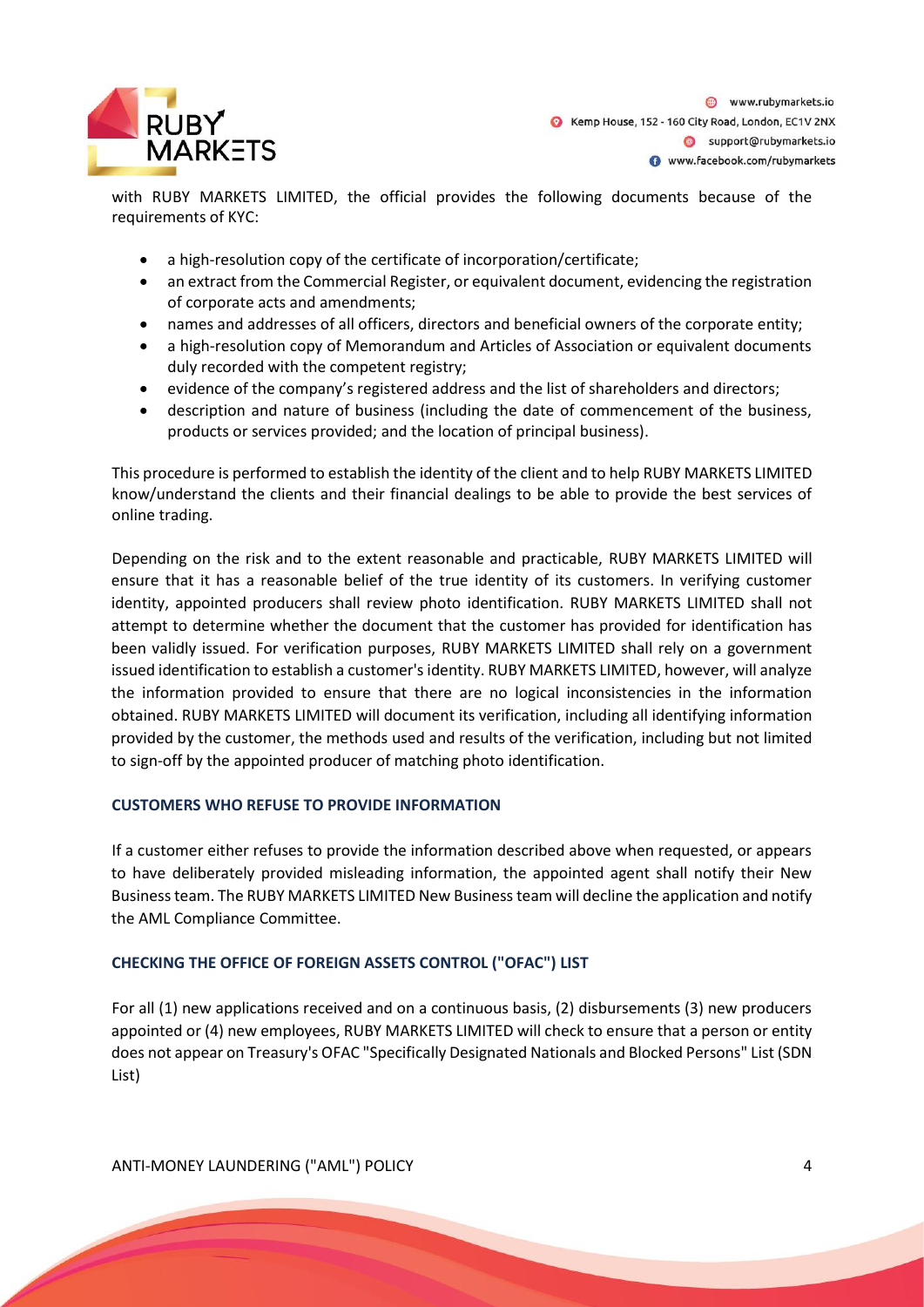with RUBY MARKETS LIMITED, the official provides the following documents because of the requirements of KYC:

- a high-resolution copy of the certificate of incorporation/certificate;
- an extract from the Commercial Register, or equivalent document, evidencing the registration of corporate acts and amendments;
- names and addresses of all officers, directors and beneficial owners of the corporate entity;
- a high-resolution copy of Memorandum and Articles of Association or equivalent documents duly recorded with the competent registry;
- evidence of the company's registered address and the list of shareholders and directors;
- description and nature of business (including the date of commencement of the business, products or services provided; and the location of principal business).

This procedure is performed to establish the identity of the client and to help RUBY MARKETS LIMITED know/understand the clients and their financial dealings to be able to provide the best services of online trading.

Depending on the risk and to the extent reasonable and practicable, RUBY MARKETS LIMITED will ensure that it has a reasonable belief of the true identity of its customers. In verifying customer identity, appointed producers shall review photo identification. RUBY MARKETS LIMITED shall not attempt to determine whether the document that the customer has provided for identification has been validly issued. For verification purposes, RUBY MARKETS LIMITED shall rely on a government issued identification to establish a customer's identity. RUBY MARKETS LIMITED, however, will analyze the information provided to ensure that there are no logical inconsistencies in the information obtained. RUBY MARKETS LIMITED will document its verification, including all identifying information provided by the customer, the methods used and results of the verification, including but not limited to sign-off by the appointed producer of matching photo identification.

### CUSTOMERS WHO REFUSE TO PROVIDE INFORMATION

If a customer either refuses to provide the information described above when requested, or appears to have deliberately provided misleading information, the appointed agent shall notify their New Business team. The RUBY MARKETS LIMITED New Business team will decline the application and notify the AML Compliance Committee.

### CHECKING THE OFFICE OF FOREIGN ASSETS CONTROL ("OFAC") LIST

For all (1) new applications received and on a continuous basis, (2) disbursements (3) new producers appointed or (4) new employees, RUBY MARKETS LIMITED will check to ensure that a person or entity does not appear on Treasury's OFAC "Specifically Designated Nationals and Blocked Persons" List (SDN List)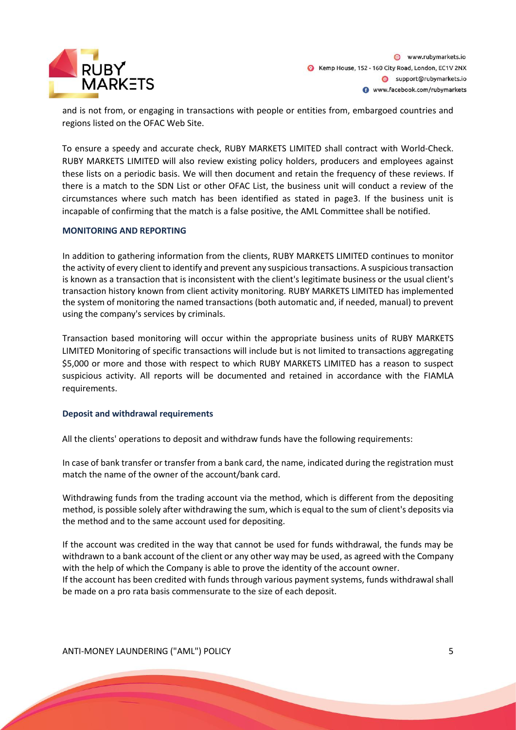and is not from, or engaging in transactions with people or entities from, embargoed countries and regions listed on the OFAC Web Site.

To ensure a speedy and accurate check, RUBY MARKETS LIMITED shall contract with World-Check. RUBY MARKETS LIMITED will also review existing policy holders, producers and employees against these lists on a periodic basis. We will then document and retain the frequency of these reviews. If there is a match to the SDN List or other OFAC List, the business unit will conduct a review of the circumstances where such match has been identified as stated in page3. If the business unit is incapable of confirming that the match is a false positive, the AML Committee shall be notified.

### MONITORING AND REPORTING

In addition to gathering information from the clients, RUBY MARKETS LIMITED continues to monitor the activity of every client to identify and prevent any suspicious transactions. A suspicious transaction is known as a transaction that is inconsistent with the client's legitimate business or the usual client's transaction history known from client activity monitoring. RUBY MARKETS LIMITED has implemented the system of monitoring the named transactions (both automatic and, if needed, manual) to prevent using the company's services by criminals.

Transaction based monitoring will occur within the appropriate business units of RUBY MARKETS LIMITED Monitoring of specific transactions will include but is not limited to transactions aggregating $5,000 or more and those with respect to which RUBY MARKETS LIMITED has a reason to suspect suspicious activity. All reports will be documented and retained in accordance with the FIAMLA requirements.

### Deposit and withdrawal requirements

All the clients' operations to deposit and withdraw funds have the following requirements:

In case of bank transfer or transfer from a bank card, the name, indicated during the registration must match the name of the owner of the account/bank card.

Withdrawing funds from the trading account via the method, which is different from the depositing method, is possible solely after withdrawing the sum, which is equal to the sum of client's deposits via the method and to the same account used for depositing.

If the account was credited in the way that cannot be used for funds withdrawal, the funds may be withdrawn to a bank account of the client or any other way may be used, as agreed with the Company with the help of which the Company is able to prove the identity of the account owner.
If the account has been credited with funds through various payment systems, funds withdrawal shall be made on a pro rata basis commensurate to the size of each deposit.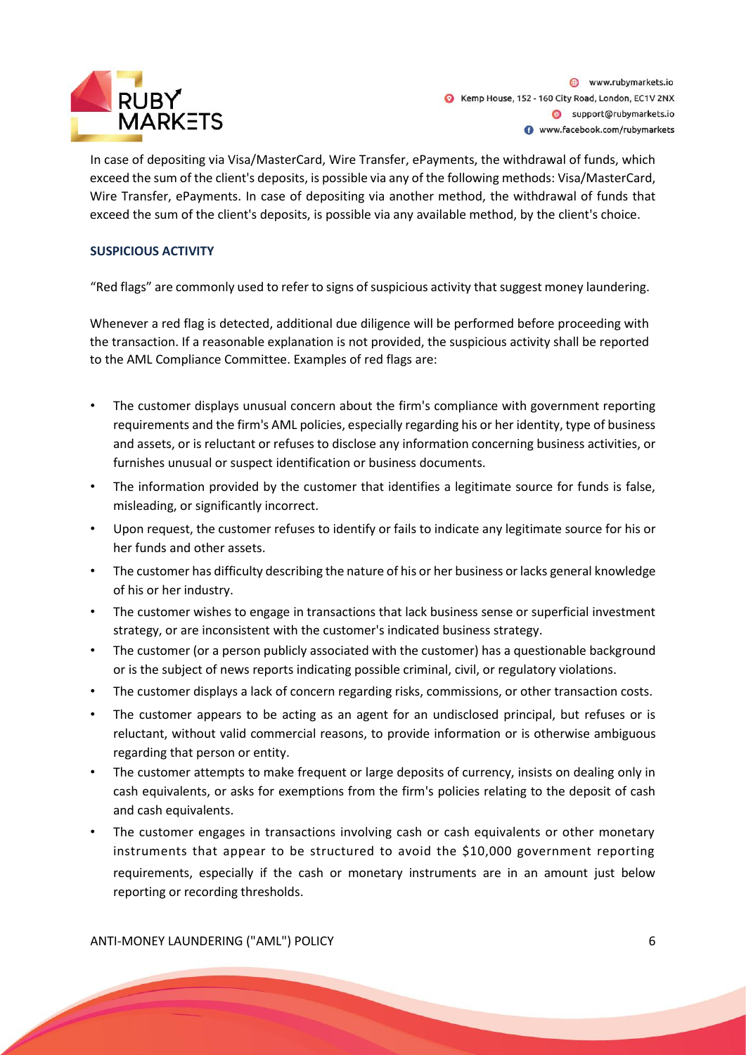In case of depositing via Visa/MasterCard, Wire Transfer, ePayments, the withdrawal of funds, which exceed the sum of the client's deposits, is possible via any of the following methods: Visa/MasterCard, Wire Transfer, ePayments. In case of depositing via another method, the withdrawal of funds that exceed the sum of the client's deposits, is possible via any available method, by the client's choice.

**SUSPICIOUS ACTIVITY**

"Red flags" are commonly used to refer to signs of suspicious activity that suggest money laundering.

Whenever a red flag is detected, additional due diligence will be performed before proceeding with the transaction. If a reasonable explanation is not provided, the suspicious activity shall be reported to the AML Compliance Committee. Examples of red flags are:

- The customer displays unusual concern about the firm's compliance with government reporting requirements and the firm's AML policies, especially regarding his or her identity, type of business and assets, or is reluctant or refuses to disclose any information concerning business activities, or furnishes unusual or suspect identification or business documents.
- The information provided by the customer that identifies a legitimate source for funds is false, misleading, or significantly incorrect.
- Upon request, the customer refuses to identify or fails to indicate any legitimate source for his or her funds and other assets.
- The customer has difficulty describing the nature of his or her business or lacks general knowledge of his or her industry.
- The customer wishes to engage in transactions that lack business sense or superficial investment strategy, or are inconsistent with the customer's indicated business strategy.
- The customer (or a person publicly associated with the customer) has a questionable background or is the subject of news reports indicating possible criminal, civil, or regulatory violations.
- The customer displays a lack of concern regarding risks, commissions, or other transaction costs.
- The customer appears to be acting as an agent for an undisclosed principal, but refuses or is reluctant, without valid commercial reasons, to provide information or is otherwise ambiguous regarding that person or entity.
- The customer attempts to make frequent or large deposits of currency, insists on dealing only in cash equivalents, or asks for exemptions from the firm's policies relating to the deposit of cash and cash equivalents.
- The customer engages in transactions involving cash or cash equivalents or other monetary instruments that appear to be structured to avoid the $10,000 government reporting requirements, especially if the cash or monetary instruments are in an amount just below reporting or recording thresholds.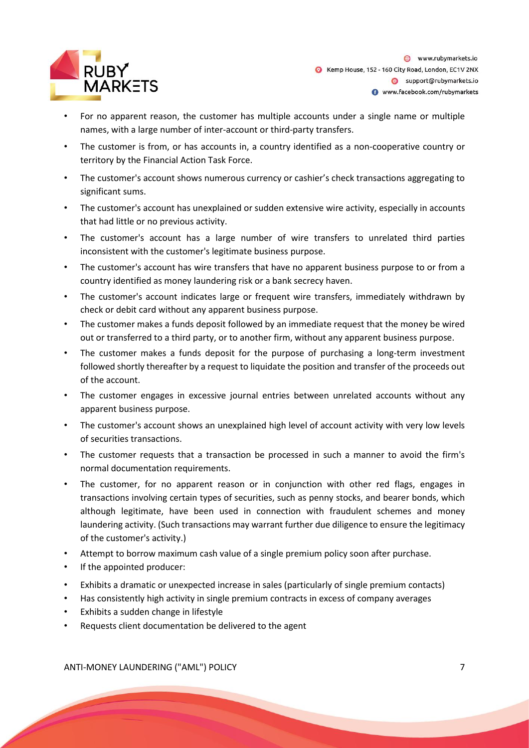- For no apparent reason, the customer has multiple accounts under a single name or multiple names, with a large number of inter-account or third-party transfers.
- The customer is from, or has accounts in, a country identified as a non-cooperative country or territory by the Financial Action Task Force.
- The customer's account shows numerous currency or cashier's check transactions aggregating to significant sums.
- The customer's account has unexplained or sudden extensive wire activity, especially in accounts that had little or no previous activity.
- The customer's account has a large number of wire transfers to unrelated third parties inconsistent with the customer's legitimate business purpose.
- The customer's account has wire transfers that have no apparent business purpose to or from a country identified as money laundering risk or a bank secrecy haven.
- The customer's account indicates large or frequent wire transfers, immediately withdrawn by check or debit card without any apparent business purpose.
- The customer makes a funds deposit followed by an immediate request that the money be wired out or transferred to a third party, or to another firm, without any apparent business purpose.
- The customer makes a funds deposit for the purpose of purchasing a long-term investment followed shortly thereafter by a request to liquidate the position and transfer of the proceeds out of the account.
- The customer engages in excessive journal entries between unrelated accounts without any apparent business purpose.
- The customer's account shows an unexplained high level of account activity with very low levels of securities transactions.
- The customer requests that a transaction be processed in such a manner to avoid the firm's normal documentation requirements.
- The customer, for no apparent reason or in conjunction with other red flags, engages in transactions involving certain types of securities, such as penny stocks, and bearer bonds, which although legitimate, have been used in connection with fraudulent schemes and money laundering activity. (Such transactions may warrant further due diligence to ensure the legitimacy of the customer's activity.)
- Attempt to borrow maximum cash value of a single premium policy soon after purchase.
- If the appointed producer:
- Exhibits a dramatic or unexpected increase in sales (particularly of single premium contacts)
- Has consistently high activity in single premium contracts in excess of company averages
- Exhibits a sudden change in lifestyle
- Requests client documentation be delivered to the agent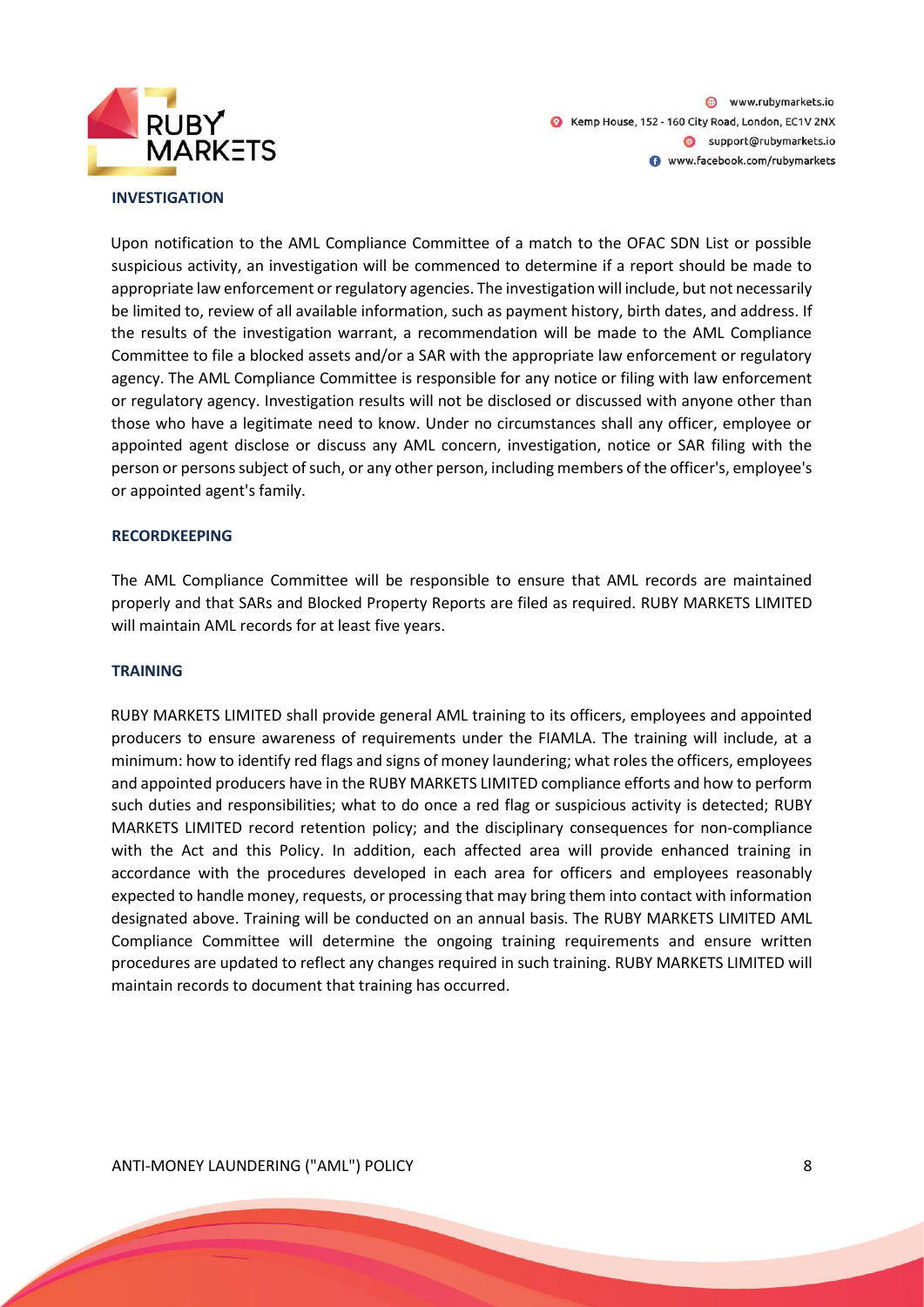**INVESTIGATION**

Upon notification to the AML Compliance Committee of a match to the OFAC SDN List or possible suspicious activity, an investigation will be commenced to determine if a report should be made to appropriate law enforcement or regulatory agencies. The investigation will include, but not necessarily be limited to, review of all available information, such as payment history, birth dates, and address. If the results of the investigation warrant, a recommendation will be made to the AML Compliance Committee to file a blocked assets and/or a SAR with the appropriate law enforcement or regulatory agency. The AML Compliance Committee is responsible for any notice or filing with law enforcement or regulatory agency. Investigation results will not be disclosed or discussed with anyone other than those who have a legitimate need to know. Under no circumstances shall any officer, employee or appointed agent disclose or discuss any AML concern, investigation, notice or SAR filing with the person or persons subject of such, or any other person, including members of the officer's, employee's or appointed agent's family.

**RECORDKEEPING**

The AML Compliance Committee will be responsible to ensure that AML records are maintained properly and that SARs and Blocked Property Reports are filed as required. RUBY MARKETS LIMITED will maintain AML records for at least five years.

**TRAINING**

RUBY MARKETS LIMITED shall provide general AML training to its officers, employees and appointed producers to ensure awareness of requirements under the FIAMLA. The training will include, at a minimum: how to identify red flags and signs of money laundering; what roles the officers, employees and appointed producers have in the RUBY MARKETS LIMITED compliance efforts and how to perform such duties and responsibilities; what to do once a red flag or suspicious activity is detected; RUBY MARKETS LIMITED record retention policy; and the disciplinary consequences for non-compliance with the Act and this Policy. In addition, each affected area will provide enhanced training in accordance with the procedures developed in each area for officers and employees reasonably expected to handle money, requests, or processing that may bring them into contact with information designated above. Training will be conducted on an annual basis. The RUBY MARKETS LIMITED AML Compliance Committee will determine the ongoing training requirements and ensure written procedures are updated to reflect any changes required in such training. RUBY MARKETS LIMITED will maintain records to document that training has occurred.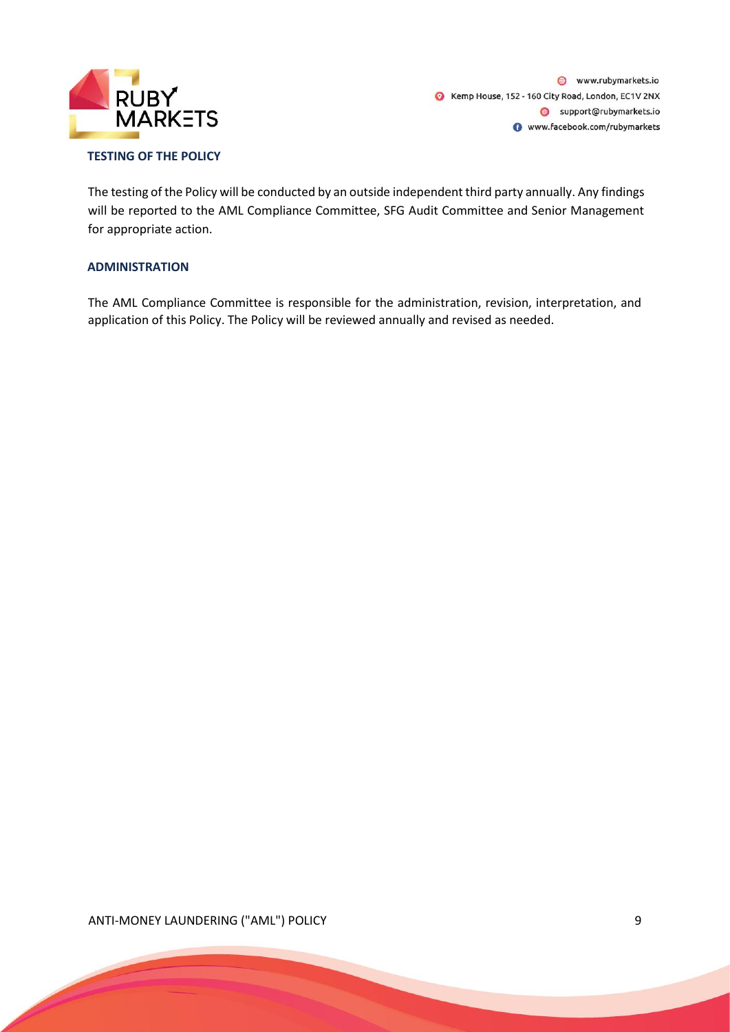## TESTING OF THE POLICY

The testing of the Policy will be conducted by an outside independent third party annually. Any findings will be reported to the AML Compliance Committee, SFG Audit Committee and Senior Management for appropriate action.

## ADMINISTRATION

The AML Compliance Committee is responsible for the administration, revision, interpretation, and application of this Policy. The Policy will be reviewed annually and revised as needed.